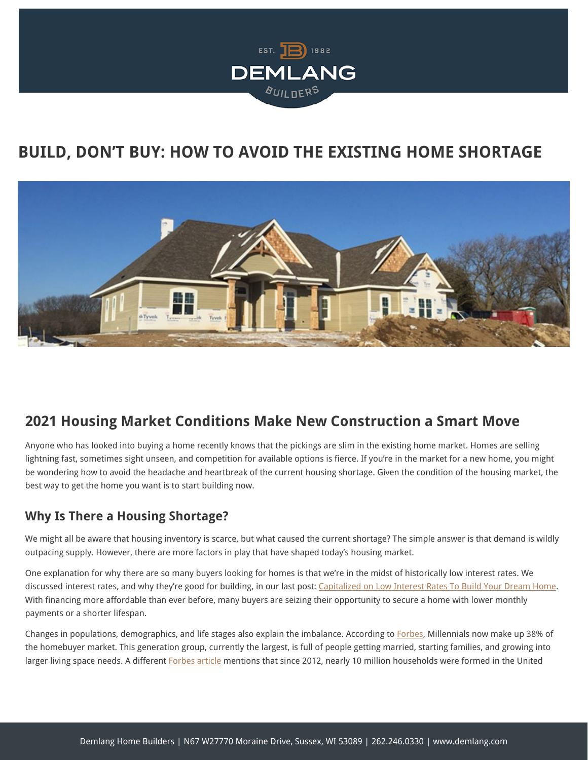# BUILD, DON'T BUY: HOW TO AVOID THE EXISTING HOME SHORTAGE

## 2021 Housing Market Conditions Make New Construction a Smart Move

Anyone who has looked into buying a home recently knows that the pickings are slim in the existing home market. Homes are selling lightning fast, sometimes sight unseen, and competition for available options is fierce. If you're in the market for a new home, you might be wondering how to avoid the headache and heartbreak of the current housing shortage. Given the condition of the housing market, the best way to get the home you want is to start building now.

### Why Is There a Housing Shortage?

We might all be aware that housing inventory is scarce, but what caused the current shortage? The simple answer is that demand is wildly outpacing supply. However, there are more factors in play that have shaped today's housing market.

One explanation for why there are so many buyers looking for homes is that we're in the midst of historically low interest rates. We discussed interest rates, and why they're good for building, in our last post: Capitalized on Low Interest Rates To Build Your Dream Home. With financing more affordable than ever before, many buyers are seizing their opportunity to secure a home with lower monthly payments or a shorter lifespan.

Changes in populations, demographics, and life stages also explain the imbalance. According to Forbes, Millennials now make up 38% of the homebuyer market. This generation group, currently the largest, is full of people getting married, starting families, and growing into larger living space needs. A different Forbes article mentions that since 2012, nearly 10 million households were formed in the United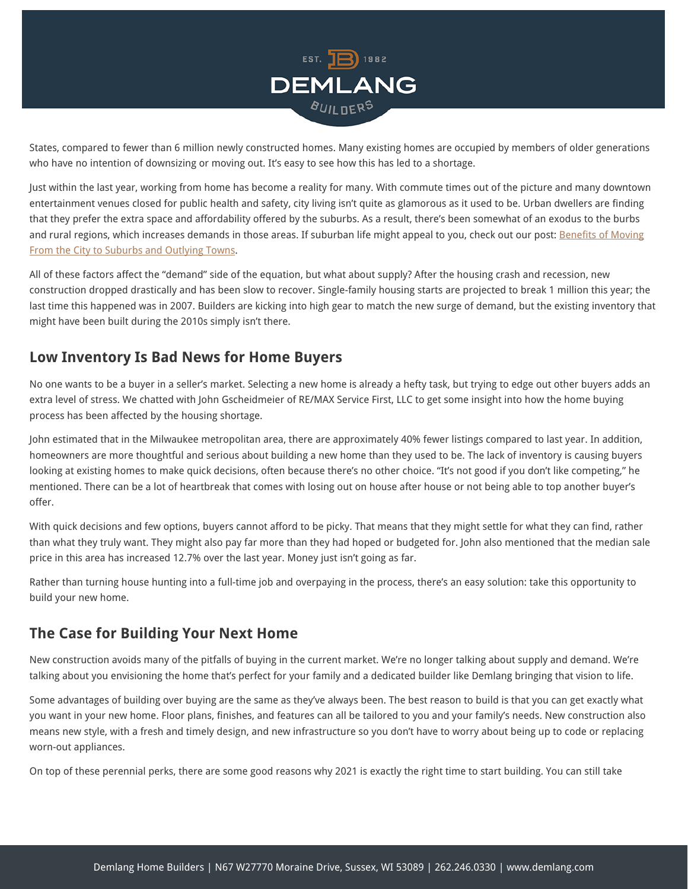States, compared to fewer than 6 million newly constructed homes. Many existing homes are occupied by members of older generations who have no intention of downsizing or moving out. It's easy to see how this has led to a shortage.

Just within the last year, working from home has become a reality for many. With commute times out of the picture and many downtown entertainment venues closed for public health and safety, city living isn't quite as glamorous as it used to be. Urban dwellers are finding that they prefer the extra space and affordability offered by the suburbs. As a result, there's been somewhat of an exodus to the burbs and rural regions, which increases demands in those areas. If suburban life might appeal to you, check out our post: [Benefits of Moving From the City to Suburbs and Outlying Towns](#).

All of these factors affect the "demand" side of the equation, but what about supply? After the housing crash and recession, new construction dropped drastically and has been slow to recover. Single-family housing starts are projected to break 1 million this year; the last time this happened was in 2007. Builders are kicking into high gear to match the new surge of demand, but the existing inventory that might have been built during the 2010s simply isn't there.

## Low Inventory Is Bad News for Home Buyers

No one wants to be a buyer in a seller's market. Selecting a new home is already a hefty task, but trying to edge out other buyers adds an extra level of stress. We chatted with John Gscheidmeier of RE/MAX Service First, LLC to get some insight into how the home buying process has been affected by the housing shortage.

John estimated that in the Milwaukee metropolitan area, there are approximately 40% fewer listings compared to last year. In addition, homeowners are more thoughtful and serious about building a new home than they used to be. The lack of inventory is causing buyers looking at existing homes to make quick decisions, often because there's no other choice. "It's not good if you don't like competing," he mentioned. There can be a lot of heartbreak that comes with losing out on house after house or not being able to top another buyer's offer.

With quick decisions and few options, buyers cannot afford to be picky. That means that they might settle for what they can find, rather than what they truly want. They might also pay far more than they had hoped or budgeted for. John also mentioned that the median sale price in this area has increased 12.7% over the last year. Money just isn't going as far.

Rather than turning house hunting into a full-time job and overpaying in the process, there's an easy solution: take this opportunity to build your new home.

## The Case for Building Your Next Home

New construction avoids many of the pitfalls of buying in the current market. We're no longer talking about supply and demand. We're talking about you envisioning the home that's perfect for your family and a dedicated builder like Demlang bringing that vision to life.

Some advantages of building over buying are the same as they've always been. The best reason to build is that you can get exactly what you want in your new home. Floor plans, finishes, and features can all be tailored to you and your family's needs. New construction also means new style, with a fresh and timely design, and new infrastructure so you don't have to worry about being up to code or replacing worn-out appliances.

On top of these perennial perks, there are some good reasons why 2021 is exactly the right time to start building. You can still take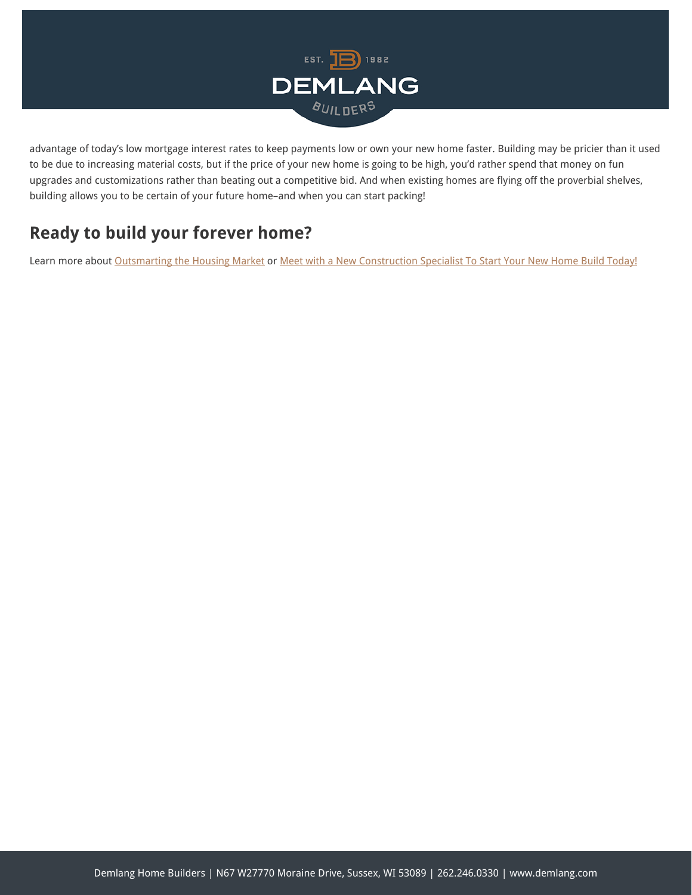advantage of today's low mortgage interest rates to keep payments low or own your new home faster. Building may be pricier than it used to be due to increasing material costs, but if the price of your new home is going to be high, you'd rather spend that money on fun upgrades and customizations rather than beating out a competitive bid. And when existing homes are flying off the proverbial shelves, building allows you to be certain of your future home–and when you can start packing!

## Ready to build your forever home?

Learn more about Outsmarting the Housing Market or Meet with a New Construction Specialist To Start Your New Home Build Today!